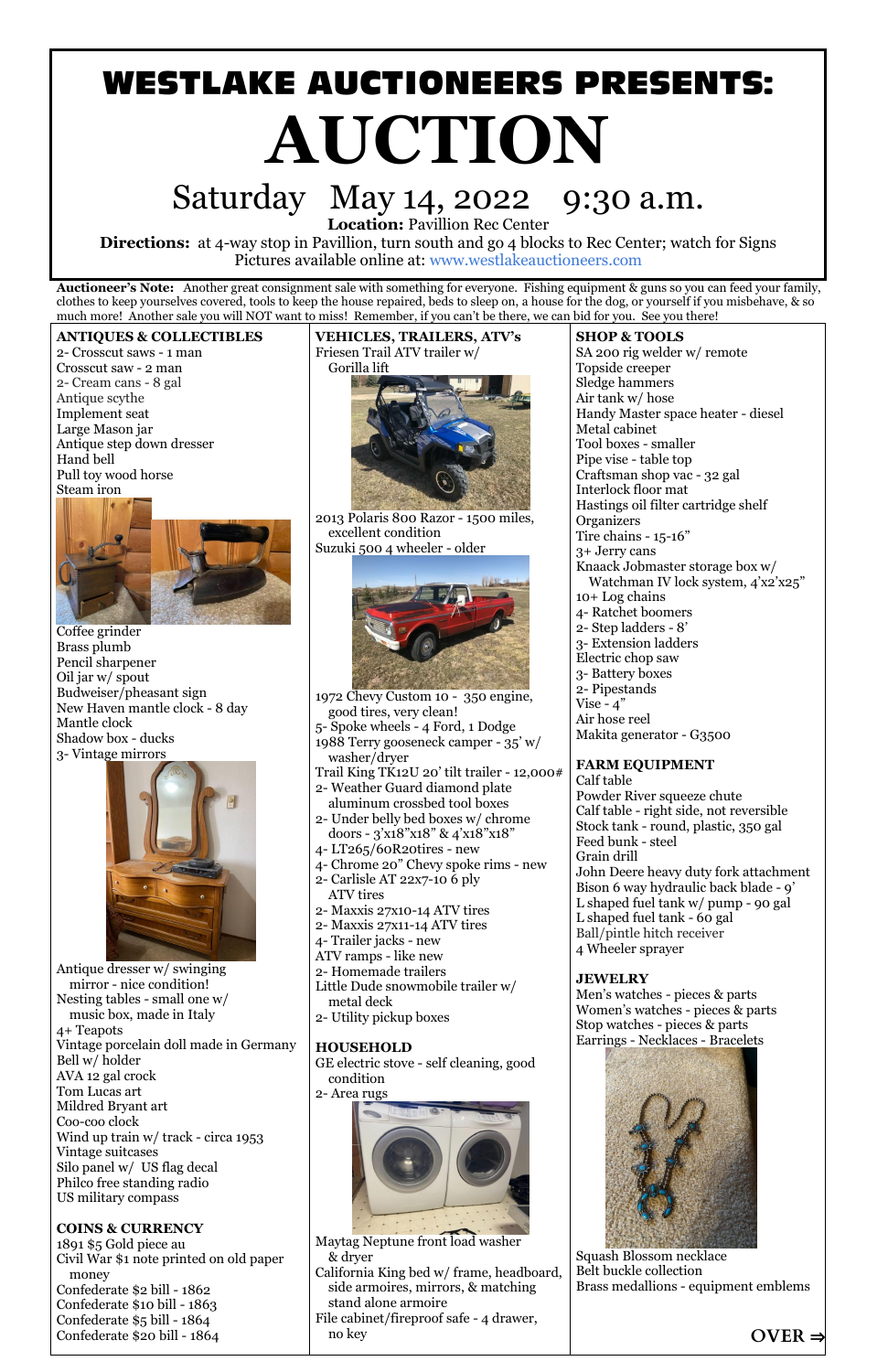# WESTLAKE AUCTIONEERS PRESENTS:

# AUCTION

## Saturday May 14, 2022 9:30 a.m.

**Location:** Pavillion Rec Center

**Directions:** at 4-way stop in Pavillion, turn south and go 4 blocks to Rec Center; watch for Signs

Pictures available online at: www.westlakeauctioneers.com

**Auctioneer's Note:** Another great consignment sale with something for everyone. Fishing equipment & guns so you can feed your family, clothes to keep yourselves covered, tools to keep the house repaired, beds to sleep on, a house for the dog, or yourself if you misbehave, & so much more! Another sale you will NOT want to miss! Remember, if you can't be there, we can bid for you. See you there!

### ANTIQUES & COLLECTIBLES

2- Crosscut saws - 1 man
Crosscut saw - 2 man
2- Cream cans - 8 gal
Antique scythe
Implement seat
Large Mason jar
Antique step down dresser
Hand bell
Pull toy wood horse
Steam iron
Coffee grinder
Brass plumb
Pencil sharpener
Oil jar w/ spout
Budweiser/pheasant sign
New Haven mantle clock - 8 day
Mantle clock
Shadow box - ducks
3- Vintage mirrors
Antique dresser w/ swinging mirror - nice condition!
Nesting tables - small one w/ music box, made in Italy
4+ Teapots
Vintage porcelain doll made in Germany
Bell w/ holder
AVA 12 gal crock
Tom Lucas art
Mildred Bryant art
Coo-coo clock
Wind up train w/ track - circa 1953
Vintage suitcases
Silo panel w/ US flag decal
Philco free standing radio
US military compass

### COINS & CURRENCY

1891 $5 Gold piece au
Civil War $1 note printed on old paper money
Confederate $2 bill - 1862
Confederate $10 bill - 1863
Confederate $5 bill - 1864
Confederate $20 bill - 1864

### VEHICLES, TRAILERS, ATV's

Friesen Trail ATV trailer w/ Gorilla lift
2013 Polaris 800 Razor - 1500 miles, excellent condition
Suzuki 500 4 wheeler - older
1972 Chevy Custom 10 - 350 engine, good tires, very clean!
5- Spoke wheels - 4 Ford, 1 Dodge
1988 Terry gooseneck camper - 35' w/ washer/dryer
Trail King TK12U 20' tilt trailer - 12,000#
2- Weather Guard diamond plate aluminum crossbed tool boxes
2- Under belly bed boxes w/ chrome doors - 3'x18"x18" & 4'x18"x18"
4- LT265/60R20tires - new
4- Chrome 20" Chevy spoke rims - new
2- Carlisle AT 22x7-10 6 ply ATV tires
2- Maxxis 27x10-14 ATV tires
2- Maxxis 27x11-14 ATV tires
4- Trailer jacks - new
ATV ramps - like new
2- Homemade trailers
Little Dude snowmobile trailer w/ metal deck
2- Utility pickup boxes

### HOUSEHOLD

GE electric stove - self cleaning, good condition
2- Area rugs
Maytag Neptune front load washer & dryer
California King bed w/ frame, headboard, side armoires, mirrors, & matching stand alone armoire
File cabinet/fireproof safe - 4 drawer, no key

### SHOP & TOOLS

SA 200 rig welder w/ remote
Topside creeper
Sledge hammers
Air tank w/ hose
Handy Master space heater - diesel
Metal cabinet
Tool boxes - smaller
Pipe vise - table top
Craftsman shop vac - 32 gal
Interlock floor mat
Hastings oil filter cartridge shelf
Organizers
Tire chains - 15-16"
3+ Jerry cans
Knaack Jobmaster storage box w/ Watchman IV lock system, 4'x2'x25"
10+ Log chains
4- Ratchet boomers
2- Step ladders - 8'
3- Extension ladders
Electric chop saw
3- Battery boxes
2- Pipestands
Vise - 4"
Air hose reel
Makita generator - G3500

### FARM EQUIPMENT

Calf table
Powder River squeeze chute
Calf table - right side, not reversible
Stock tank - round, plastic, 350 gal
Feed bunk - steel
Grain drill
John Deere heavy duty fork attachment
Bison 6 way hydraulic back blade - 9'
L shaped fuel tank w/ pump - 90 gal
L shaped fuel tank - 60 gal
Ball/pintle hitch receiver
4 Wheeler sprayer

### JEWELRY

Men's watches - pieces & parts
Women's watches - pieces & parts
Stop watches - pieces & parts
Earrings - Necklaces - Bracelets
Squash Blossom necklace
Belt buckle collection
Brass medallions - equipment emblems

**OVER ⇒**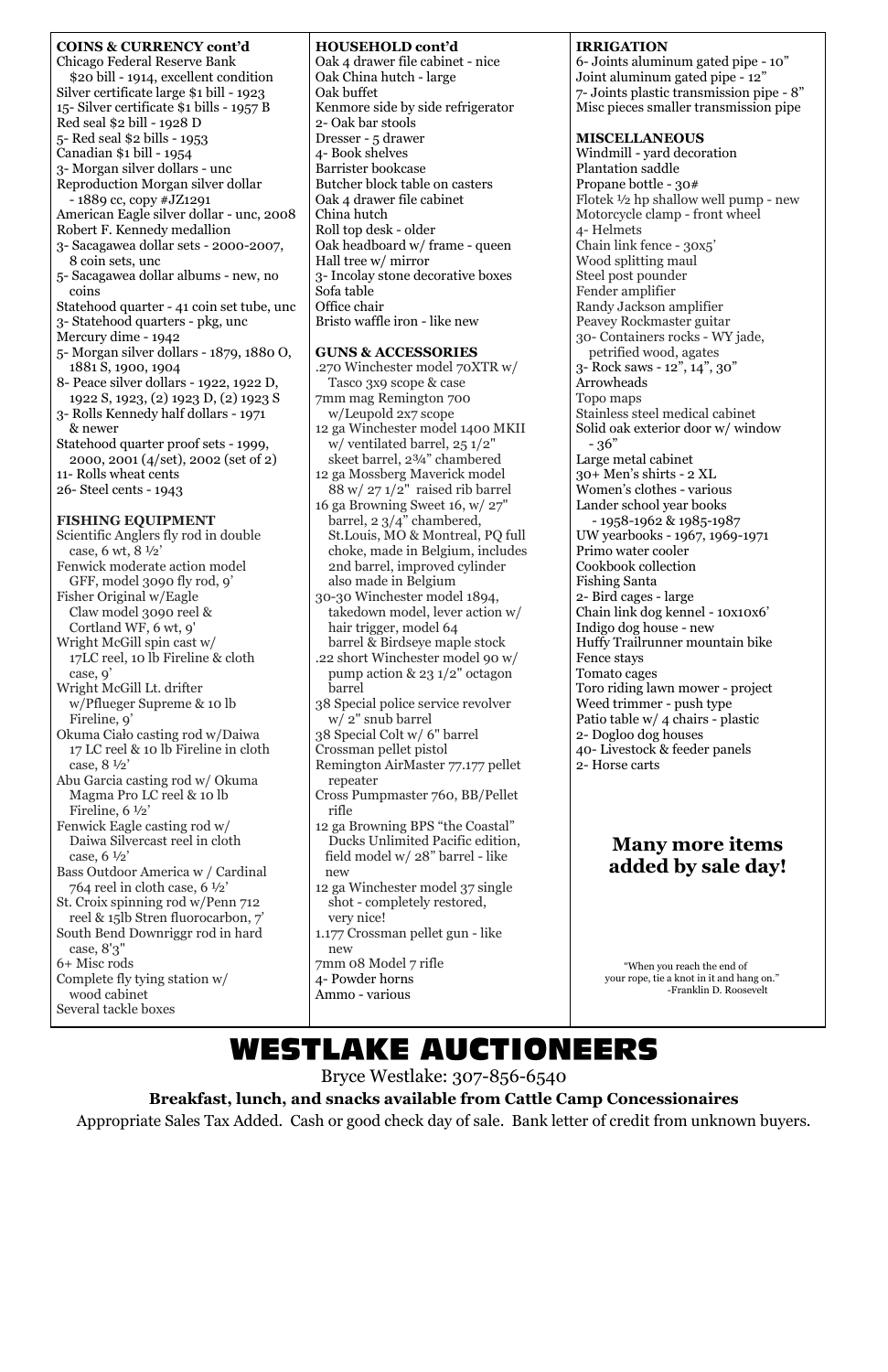## COINS & CURRENCY cont'd

Chicago Federal Reserve Bank $20 bill - 1914, excellent condition
Silver certificate large $1 bill - 1923
15- Silver certificate $1 bills - 1957 B
Red seal $2 bill - 1928 D
5- Red seal $2 bills - 1953
Canadian $1 bill - 1954
3- Morgan silver dollars - unc
Reproduction Morgan silver dollar - 1889 cc, copy #JZ1291
American Eagle silver dollar - unc, 2008
Robert F. Kennedy medallion
3- Sacagawea dollar sets - 2000-2007, 8 coin sets, unc
5- Sacagawea dollar albums - new, no coins
Statehood quarter - 41 coin set tube, unc
3- Statehood quarters - pkg, unc
Mercury dime - 1942
5- Morgan silver dollars - 1879, 1880 O, 1881 S, 1900, 1904
8- Peace silver dollars - 1922, 1922 D, 1922 S, 1923, (2) 1923 D, (2) 1923 S
3- Rolls Kennedy half dollars - 1971 & newer
Statehood quarter proof sets - 1999, 2000, 2001 (4/set), 2002 (set of 2)
11- Rolls wheat cents
26- Steel cents - 1943

## FISHING EQUIPMENT

Scientific Anglers fly rod in double case, 6 wt, 8 ½'
Fenwick moderate action model GFF, model 3090 fly rod, 9'
Fisher Original w/Eagle Claw model 3090 reel & Cortland WF, 6 wt, 9'
Wright McGill spin cast w/ 17LC reel, 10 lb Fireline & cloth case, 9'
Wright McGill Lt. drifter w/Pflueger Supreme & 10 lb Fireline, 9'
Okuma Ciało casting rod w/Daiwa 17 LC reel & 10 lb Fireline in cloth case, 8 ½'
Abu Garcia casting rod w/ Okuma Magma Pro LC reel & 10 lb Fireline, 6 ½'
Fenwick Eagle casting rod w/ Daiwa Silvercast reel in cloth case, 6 ½'
Bass Outdoor America w / Cardinal 764 reel in cloth case, 6 ½'
St. Croix spinning rod w/Penn 712 reel & 15lb Stren fluorocarbon, 7'
South Bend Downriggr rod in hard case, 8'3"
6+ Misc rods
Complete fly tying station w/ wood cabinet
Several tackle boxes

## HOUSEHOLD cont'd

Oak 4 drawer file cabinet - nice
Oak China hutch - large
Oak buffet
Kenmore side by side refrigerator
2- Oak bar stools
Dresser - 5 drawer
4- Book shelves
Barrister bookcase
Butcher block table on casters
Oak 4 drawer file cabinet
China hutch
Roll top desk - older
Oak headboard w/ frame - queen
Hall tree w/ mirror
3- Incolay stone decorative boxes
Sofa table
Office chair
Bristo waffle iron - like new

## GUNS & ACCESSORIES

.270 Winchester model 70XTR w/ Tasco 3x9 scope & case
7mm mag Remington 700 w/Leupold 2x7 scope
12 ga Winchester model 1400 MKII w/ ventilated barrel, 25 1/2" skeet barrel, 2¾" chambered
12 ga Mossberg Maverick model 88 w/ 27 1/2" raised rib barrel
16 ga Browning Sweet 16, w/ 27" barrel, 2 3/4" chambered, St.Louis, MO & Montreal, PQ full choke, made in Belgium, includes 2nd barrel, improved cylinder also made in Belgium
30-30 Winchester model 1894, takedown model, lever action w/ hair trigger, model 64 barrel & Birdseye maple stock
.22 short Winchester model 90 w/ pump action & 23 1/2" octagon barrel
38 Special police service revolver w/ 2" snub barrel
38 Special Colt w/ 6" barrel
Crossman pellet pistol
Remington AirMaster 77.177 pellet repeater
Cross Pumpmaster 760, BB/Pellet rifle
12 ga Browning BPS "the Coastal" Ducks Unlimited Pacific edition, field model w/ 28" barrel - like new
12 ga Winchester model 37 single shot - completely restored, very nice!
1.177 Crossman pellet gun - like new
7mm 08 Model 7 rifle
4- Powder horns
Ammo - various

## IRRIGATION

6- Joints aluminum gated pipe - 10"
Joint aluminum gated pipe - 12"
7- Joints plastic transmission pipe - 8"
Misc pieces smaller transmission pipe

## MISCELLANEOUS

Windmill - yard decoration
Plantation saddle
Propane bottle - 30#
Flotek ½ hp shallow well pump - new
Motorcycle clamp - front wheel
4- Helmets
Chain link fence - 30x5'
Wood splitting maul
Steel post pounder
Fender amplifier
Randy Jackson amplifier
Peavey Rockmaster guitar
30- Containers rocks - WY jade, petrified wood, agates
3- Rock saws - 12", 14", 30"
Arrowheads
Topo maps
Stainless steel medical cabinet
Solid oak exterior door w/ window - 36"
Large metal cabinet
30+ Men's shirts - 2 XL
Women's clothes - various
Lander school year books - 1958-1962 & 1985-1987
UW yearbooks - 1967, 1969-1971
Primo water cooler
Cookbook collection
Fishing Santa
2- Bird cages - large
Chain link dog kennel - 10x10x6'
Indigo dog house - new
Huffy Trailrunner mountain bike
Fence stays
Tomato cages
Toro riding lawn mower - project
Weed trimmer - push type
Patio table w/ 4 chairs - plastic
2- Dogloo dog houses
40- Livestock & feeder panels
2- Horse carts

**Many more items added by sale day!**

"When you reach the end of your rope, tie a knot in it and hang on."
-Franklin D. Roosevelt

# WESTLAKE AUCTIONEERS

Bryce Westlake: 307-856-6540

**Breakfast, lunch, and snacks available from Cattle Camp Concessionaires**

Appropriate Sales Tax Added. Cash or good check day of sale. Bank letter of credit from unknown buyers.